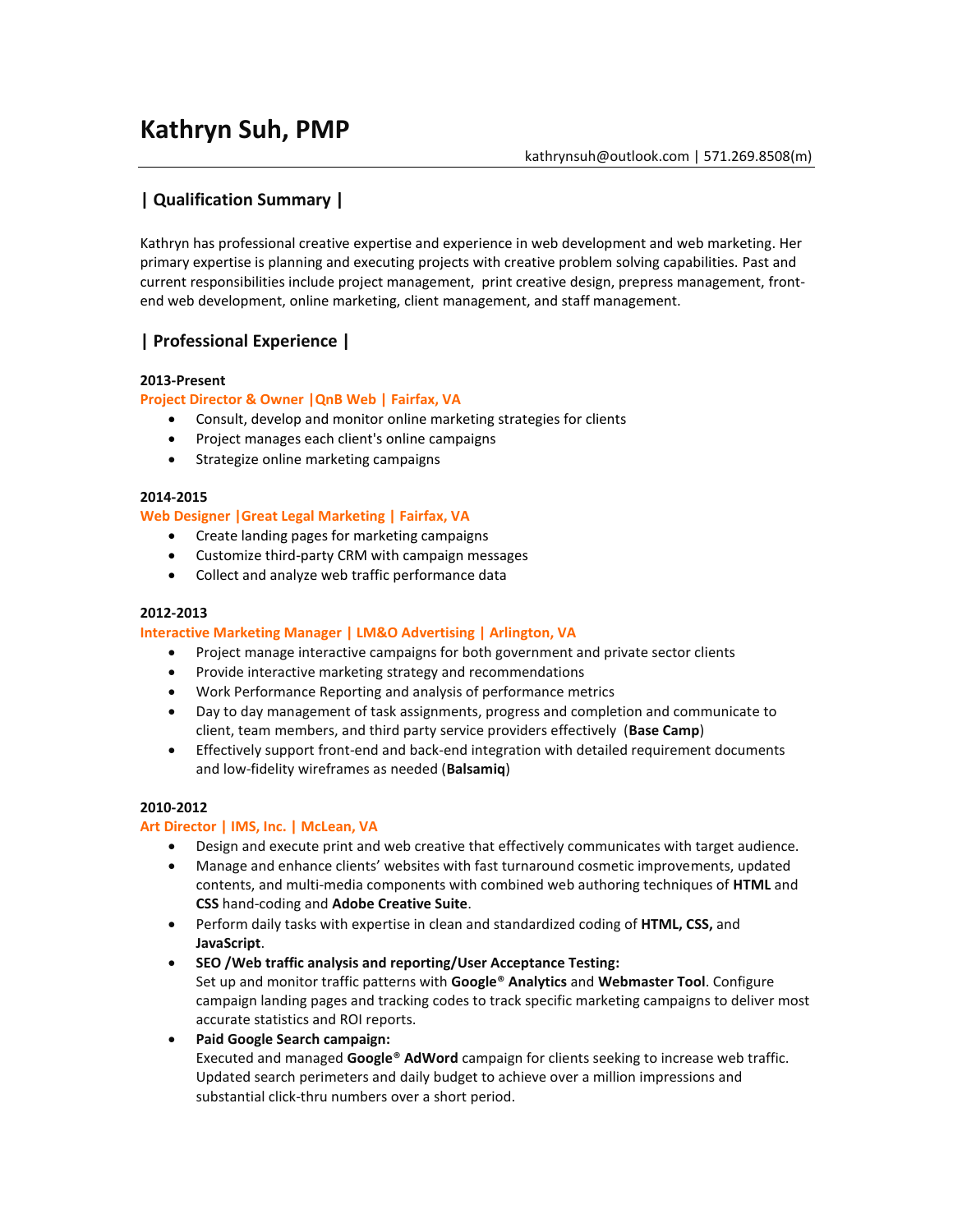# Kathryn Suh, PMP

kathrynsuh@outlook.com | 571.269.8508(m)

## | Qualification Summary |

Kathryn has professional creative expertise and experience in web development and web marketing. Her primary expertise is planning and executing projects with creative problem solving capabilities. Past and current responsibilities include project management, print creative design, prepress management, front-end web development, online marketing, client management, and staff management.

## | Professional Experience |

**2013-Present**

**Project Director & Owner |QnB Web | Fairfax, VA**

- Consult, develop and monitor online marketing strategies for clients
- Project manages each client's online campaigns
- Strategize online marketing campaigns

**2014-2015**

**Web Designer |Great Legal Marketing | Fairfax, VA**

- Create landing pages for marketing campaigns
- Customize third-party CRM with campaign messages
- Collect and analyze web traffic performance data

**2012-2013**

**Interactive Marketing Manager | LM&O Advertising | Arlington, VA**

- Project manage interactive campaigns for both government and private sector clients
- Provide interactive marketing strategy and recommendations
- Work Performance Reporting and analysis of performance metrics
- Day to day management of task assignments, progress and completion and communicate to client, team members, and third party service providers effectively (**Base Camp**)
- Effectively support front-end and back-end integration with detailed requirement documents and low-fidelity wireframes as needed (**Balsamiq**)

**2010-2012**

**Art Director | IMS, Inc. | McLean, VA**

- Design and execute print and web creative that effectively communicates with target audience.
- Manage and enhance clients' websites with fast turnaround cosmetic improvements, updated contents, and multi-media components with combined web authoring techniques of **HTML** and **CSS** hand-coding and **Adobe Creative Suite**.
- Perform daily tasks with expertise in clean and standardized coding of **HTML, CSS,** and **JavaScript**.
- **SEO /Web traffic analysis and reporting/User Acceptance Testing:**
  Set up and monitor traffic patterns with **Google® Analytics** and **Webmaster Tool**. Configure campaign landing pages and tracking codes to track specific marketing campaigns to deliver most accurate statistics and ROI reports.
- **Paid Google Search campaign:**
  Executed and managed **Google® AdWord** campaign for clients seeking to increase web traffic. Updated search perimeters and daily budget to achieve over a million impressions and substantial click-thru numbers over a short period.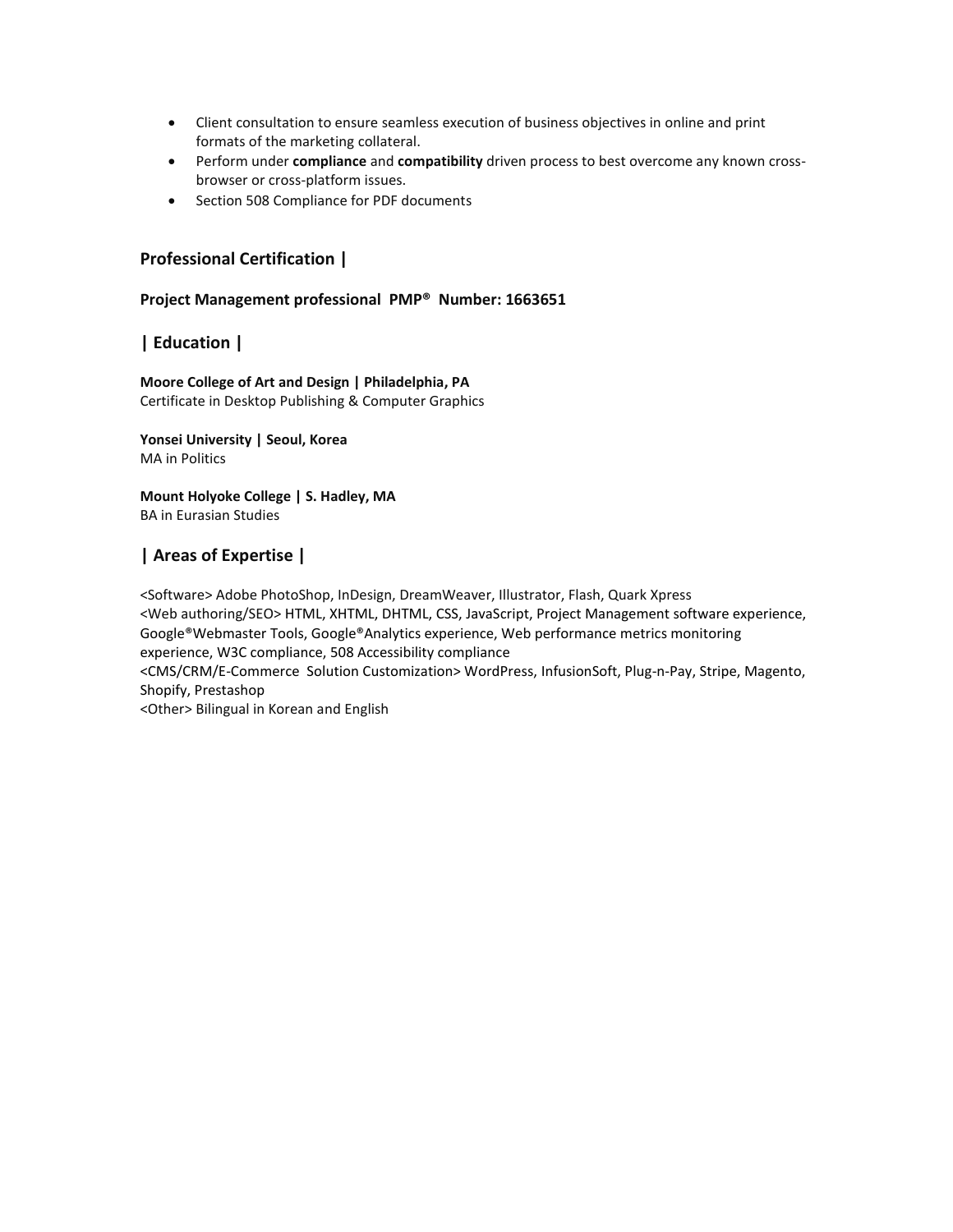- Client consultation to ensure seamless execution of business objectives in online and print formats of the marketing collateral.
- Perform under **compliance** and **compatibility** driven process to best overcome any known cross-browser or cross-platform issues.
- Section 508 Compliance for PDF documents

## Professional Certification |

**Project Management professional PMP® Number: 1663651**

## | Education |

**Moore College of Art and Design | Philadelphia, PA**
Certificate in Desktop Publishing & Computer Graphics

**Yonsei University | Seoul, Korea**
MA in Politics

**Mount Holyoke College | S. Hadley, MA**
BA in Eurasian Studies

## | Areas of Expertise |

<Software> Adobe PhotoShop, InDesign, DreamWeaver, Illustrator, Flash, Quark Xpress
<Web authoring/SEO> HTML, XHTML, DHTML, CSS, JavaScript, Project Management software experience, Google®Webmaster Tools, Google®Analytics experience, Web performance metrics monitoring experience, W3C compliance, 508 Accessibility compliance
<CMS/CRM/E-Commerce Solution Customization> WordPress, InfusionSoft, Plug-n-Pay, Stripe, Magento, Shopify, Prestashop
<Other> Bilingual in Korean and English